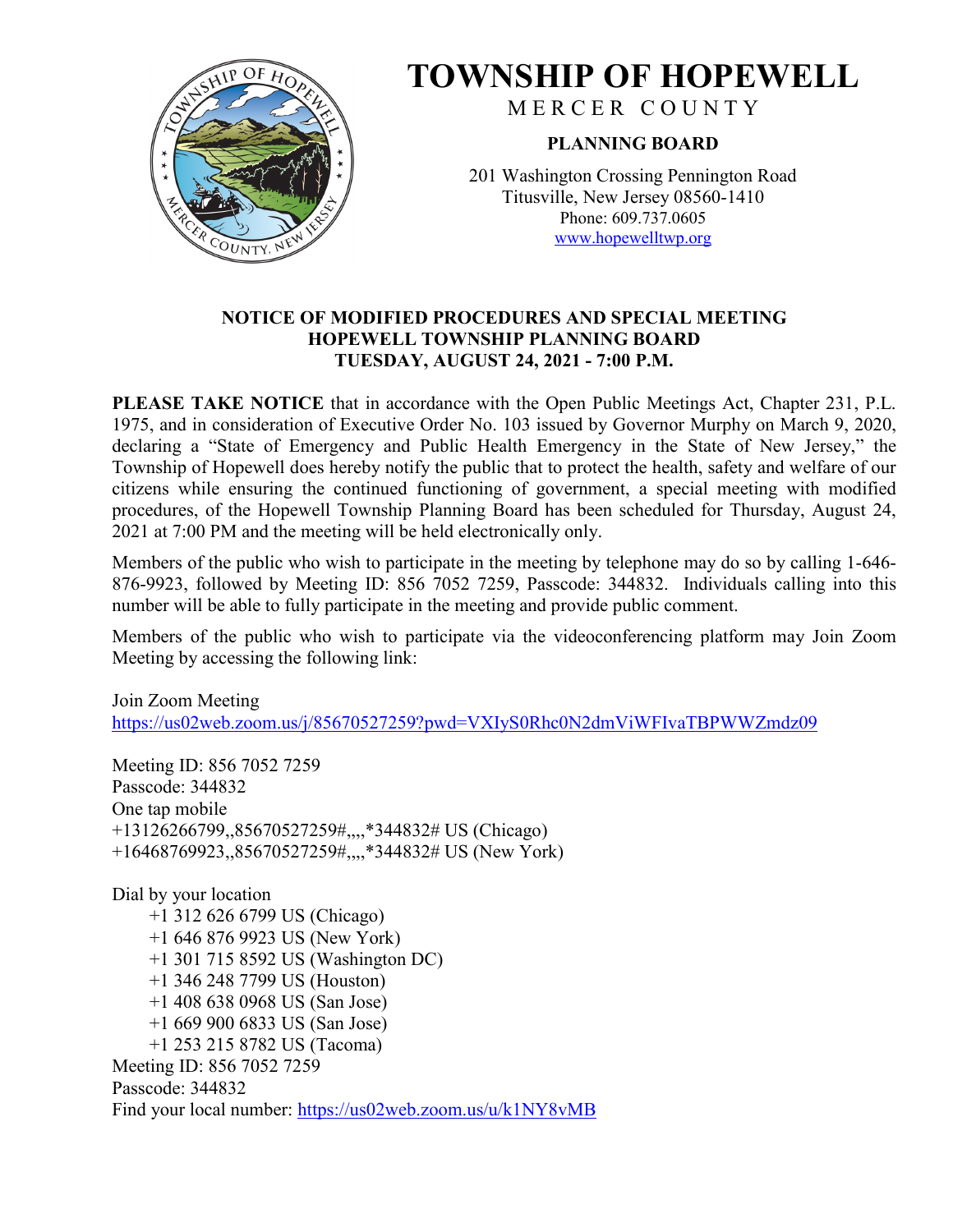# TOWNSHIP OF HOPEWELL

MERCER COUNTY

## PLANNING BOARD

201 Washington Crossing Pennington Road
Titusville, New Jersey 08560-1410
Phone: 609.737.0605
www.hopewelltwp.org

**NOTICE OF MODIFIED PROCEDURES AND SPECIAL MEETING**
**HOPEWELL TOWNSHIP PLANNING BOARD**
**TUESDAY, AUGUST 24, 2021 - 7:00 P.M.**

**PLEASE TAKE NOTICE** that in accordance with the Open Public Meetings Act, Chapter 231, P.L. 1975, and in consideration of Executive Order No. 103 issued by Governor Murphy on March 9, 2020, declaring a "State of Emergency and Public Health Emergency in the State of New Jersey," the Township of Hopewell does hereby notify the public that to protect the health, safety and welfare of our citizens while ensuring the continued functioning of government, a special meeting with modified procedures, of the Hopewell Township Planning Board has been scheduled for Thursday, August 24, 2021 at 7:00 PM and the meeting will be held electronically only.

Members of the public who wish to participate in the meeting by telephone may do so by calling 1-646-876-9923, followed by Meeting ID: 856 7052 7259, Passcode: 344832. Individuals calling into this number will be able to fully participate in the meeting and provide public comment.

Members of the public who wish to participate via the videoconferencing platform may Join Zoom Meeting by accessing the following link:

Join Zoom Meeting
https://us02web.zoom.us/j/85670527259?pwd=VXIyS0Rhc0N2dmViWFIvaTBPWWZmdz09

Meeting ID: 856 7052 7259
Passcode: 344832
One tap mobile
+13126266799,,85670527259#,,,,*344832# US (Chicago)
+16468769923,,85670527259#,,,,*344832# US (New York)

Dial by your location
- +1 312 626 6799 US (Chicago)
- +1 646 876 9923 US (New York)
- +1 301 715 8592 US (Washington DC)
- +1 346 248 7799 US (Houston)
- +1 408 638 0968 US (San Jose)
- +1 669 900 6833 US (San Jose)
- +1 253 215 8782 US (Tacoma)

Meeting ID: 856 7052 7259
Passcode: 344832
Find your local number: https://us02web.zoom.us/u/k1NY8vMB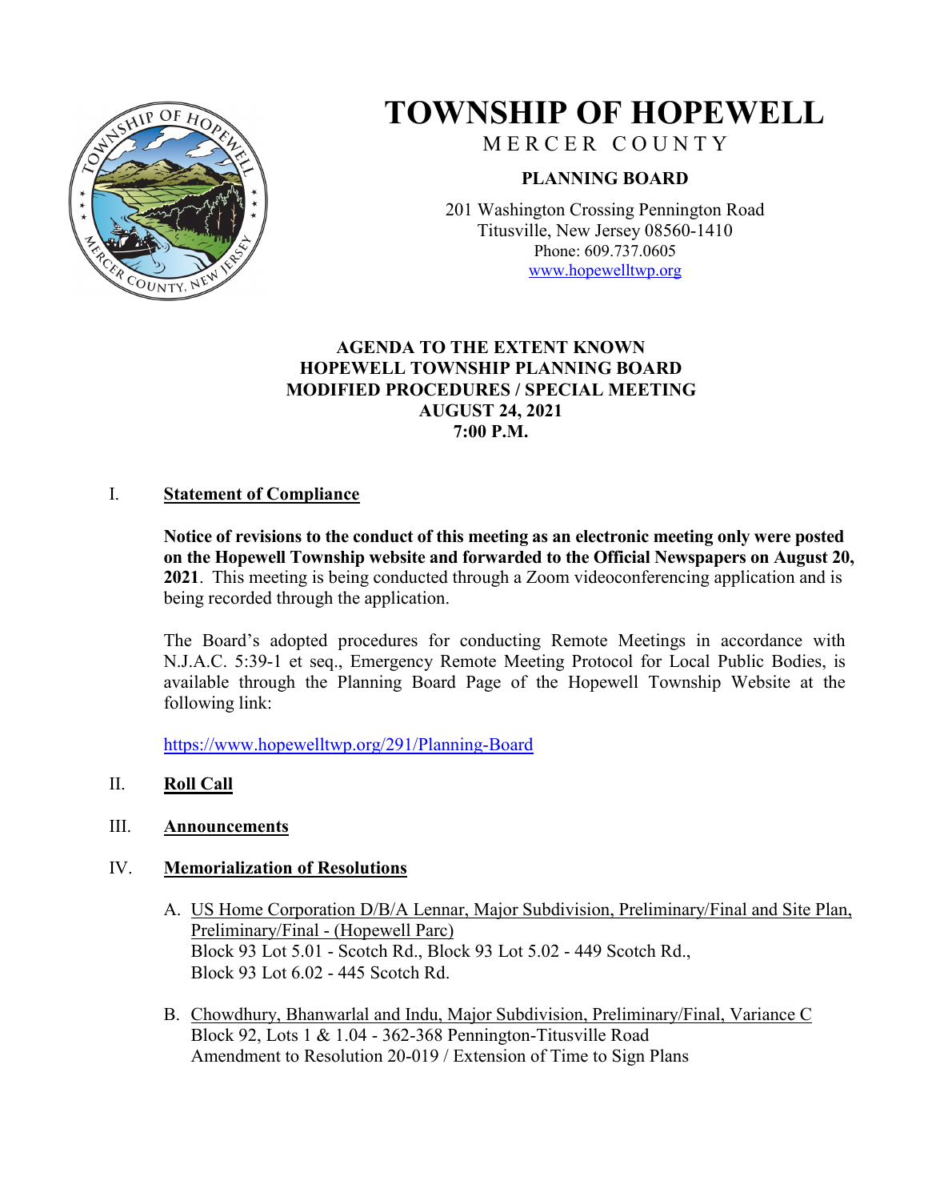# TOWNSHIP OF HOPEWELL

MERCER COUNTY

**PLANNING BOARD**

201 Washington Crossing Pennington Road
Titusville, New Jersey 08560-1410
Phone: 609.737.0605
www.hopewelltwp.org

**AGENDA TO THE EXTENT KNOWN**
**HOPEWELL TOWNSHIP PLANNING BOARD**
**MODIFIED PROCEDURES / SPECIAL MEETING**
**AUGUST 24, 2021**
**7:00 P.M.**

I. **Statement of Compliance**

**Notice of revisions to the conduct of this meeting as an electronic meeting only were posted on the Hopewell Township website and forwarded to the Official Newspapers on August 20, 2021**. This meeting is being conducted through a Zoom videoconferencing application and is being recorded through the application.

The Board's adopted procedures for conducting Remote Meetings in accordance with N.J.A.C. 5:39-1 et seq., Emergency Remote Meeting Protocol for Local Public Bodies, is available through the Planning Board Page of the Hopewell Township Website at the following link:

https://www.hopewelltwp.org/291/Planning-Board

II. **Roll Call**

III. **Announcements**

IV. **Memorialization of Resolutions**

A. US Home Corporation D/B/A Lennar, Major Subdivision, Preliminary/Final and Site Plan, Preliminary/Final - (Hopewell Parc)
Block 93 Lot 5.01 - Scotch Rd., Block 93 Lot 5.02 - 449 Scotch Rd.,
Block 93 Lot 6.02 - 445 Scotch Rd.

B. Chowdhury, Bhanwarlal and Indu, Major Subdivision, Preliminary/Final, Variance C
Block 92, Lots 1 & 1.04 - 362-368 Pennington-Titusville Road
Amendment to Resolution 20-019 / Extension of Time to Sign Plans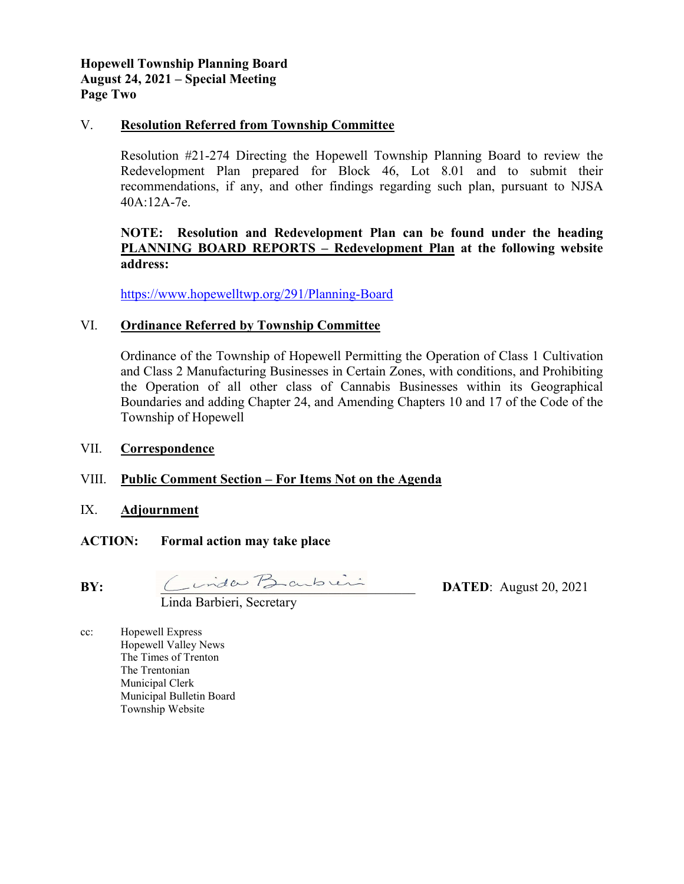**Hopewell Township Planning Board**
**August 24, 2021 – Special Meeting**
**Page Two**

V. **Resolution Referred from Township Committee**

Resolution #21-274 Directing the Hopewell Township Planning Board to review the Redevelopment Plan prepared for Block 46, Lot 8.01 and to submit their recommendations, if any, and other findings regarding such plan, pursuant to NJSA 40A:12A-7e.

**NOTE: Resolution and Redevelopment Plan can be found under the heading PLANNING BOARD REPORTS – Redevelopment Plan at the following website address:**

https://www.hopewelltwp.org/291/Planning-Board

VI. **Ordinance Referred by Township Committee**

Ordinance of the Township of Hopewell Permitting the Operation of Class 1 Cultivation and Class 2 Manufacturing Businesses in Certain Zones, with conditions, and Prohibiting the Operation of all other class of Cannabis Businesses within its Geographical Boundaries and adding Chapter 24, and Amending Chapters 10 and 17 of the Code of the Township of Hopewell

VII. **Correspondence**

VIII. **Public Comment Section – For Items Not on the Agenda**

IX. **Adjournment**

**ACTION: Formal action may take place**

**BY:** Linda Barbieri
Linda Barbieri, Secretary

**DATED**: August 20, 2021

cc: Hopewell Express
Hopewell Valley News
The Times of Trenton
The Trentonian
Municipal Clerk
Municipal Bulletin Board
Township Website